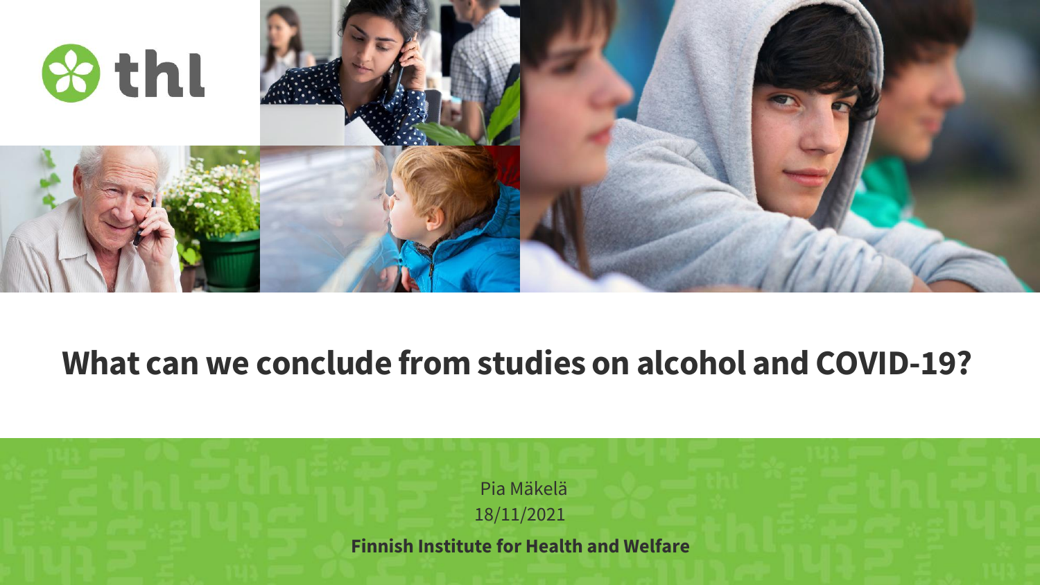# What can we conclude from studies on alcohol and COVID-19?

Pia Mäkelä

18/11/2021

**Finnish Institute for Health and Welfare**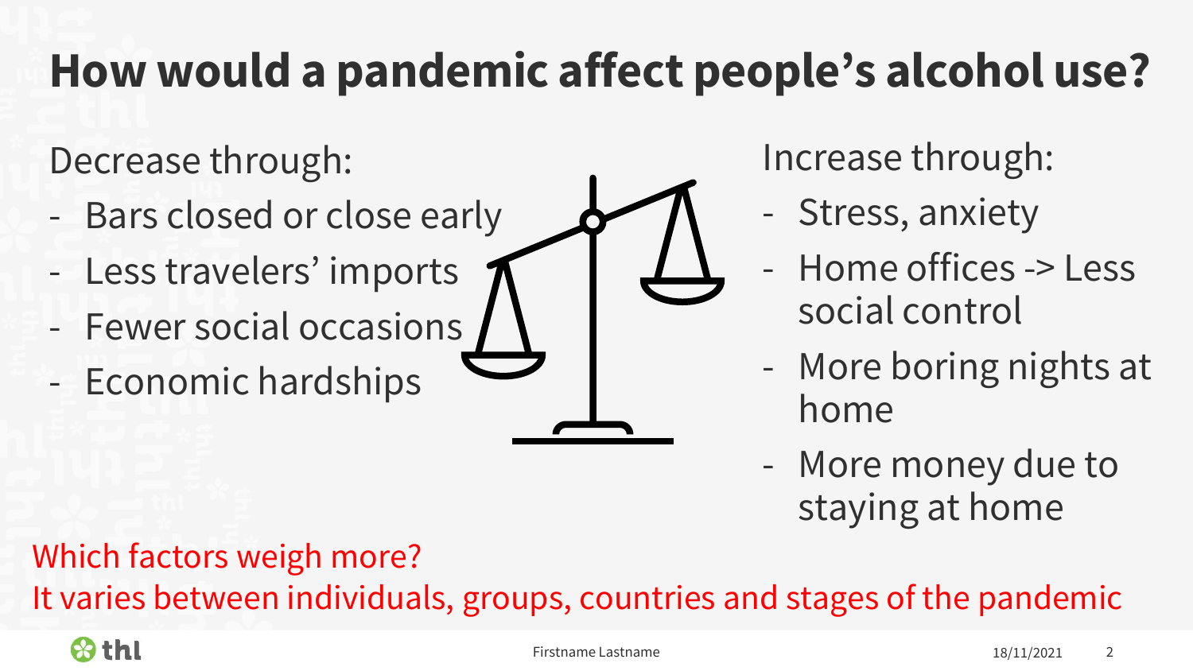# How would a pandemic affect people's alcohol use?

Decrease through:

- Bars closed or close early
- Less travelers' imports
- Fewer social occasions
- Economic hardships

Increase through:

- Stress, anxiety
- Home offices -> Less social control
- More boring nights at home
- More money due to staying at home

Which factors weigh more?
It varies between individuals, groups, countries and stages of the pandemic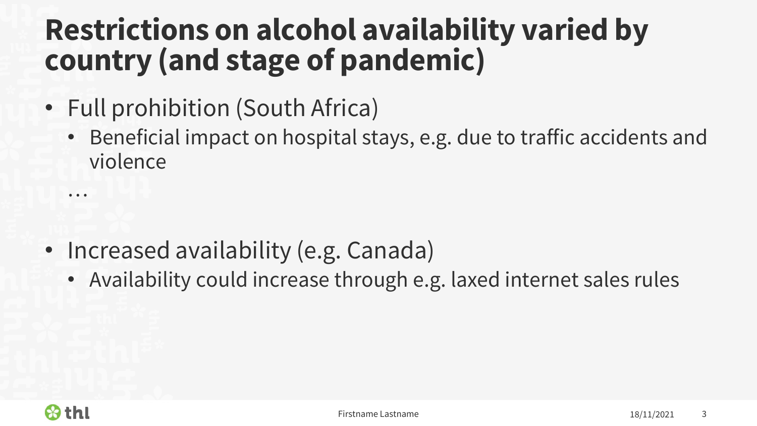# Restrictions on alcohol availability varied by country (and stage of pandemic)

- Full prohibition (South Africa)
  - Beneficial impact on hospital stays, e.g. due to traffic accidents and violence

…

- Increased availability (e.g. Canada)
  - Availability could increase through e.g. laxed internet sales rules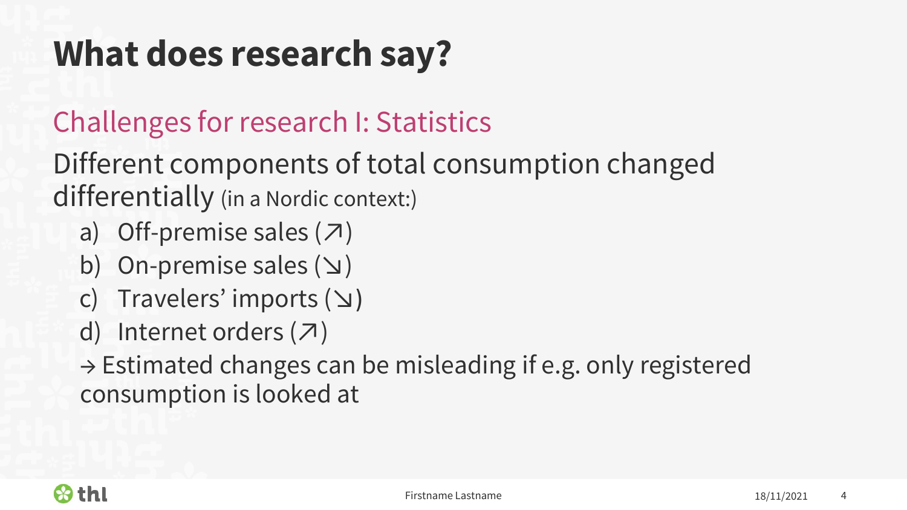# What does research say?

## Challenges for research I: Statistics

Different components of total consumption changed differentially (in a Nordic context:)

a) Off-premise sales (↗)
b) On-premise sales (↘)
c) Travelers' imports (↘)
d) Internet orders (↗)

→ Estimated changes can be misleading if e.g. only registered consumption is looked at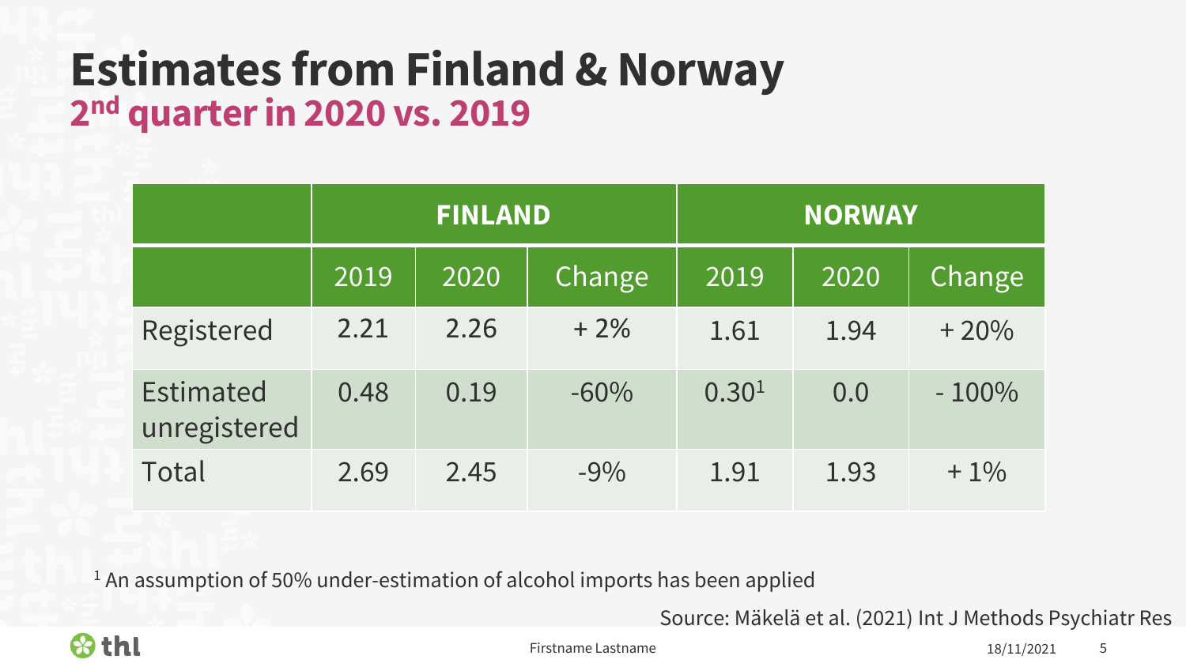# Estimates from Finland & Norway

## 2nd quarter in 2020 vs. 2019

| | FINLAND | | | NORWAY | | |
|---|---|---|---|---|---|---|
| | 2019 | 2020 | Change | 2019 | 2020 | Change |
| Registered | 2.21 | 2.26 | + 2% | 1.61 | 1.94 | + 20% |
| Estimated unregistered | 0.48 | 0.19 | -60% | 0.30[1] | 0.0 | - 100% |
| Total | 2.69 | 2.45 | -9% | 1.91 | 1.93 | + 1% |

[1] An assumption of 50% under-estimation of alcohol imports has been applied

Source: Mäkelä et al. (2021) Int J Methods Psychiatr Res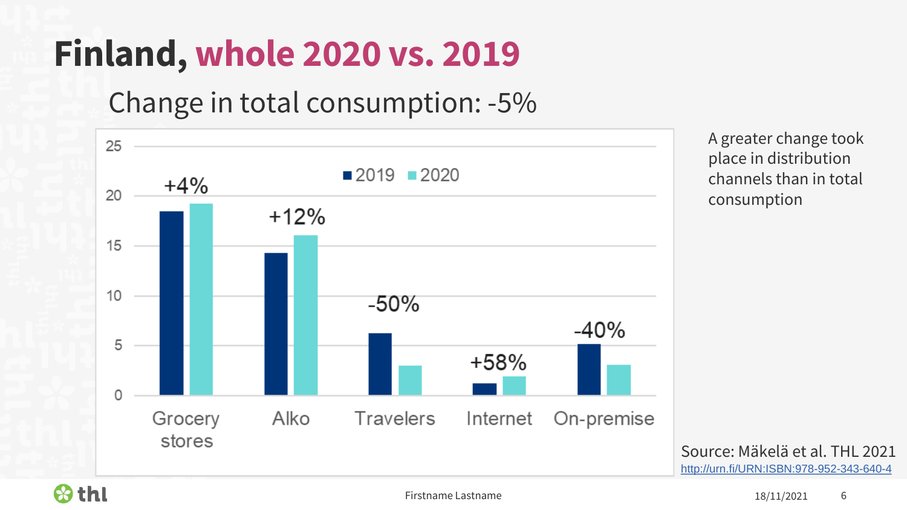# Finland, whole 2020 vs. 2019

## Change in total consumption: -5%

| | 2019 | 2020 | Change |
|---|---|---|---|
| Grocery stores | | | +4% |
| Alko | | | +12% |
| Travelers | | | -50% |
| Internet | | | +58% |
| On-premise | | | -40% |

A greater change took place in distribution channels than in total consumption

Source: Mäkelä et al. THL 2021
http://urn.fi/URN:ISBN:978-952-343-640-4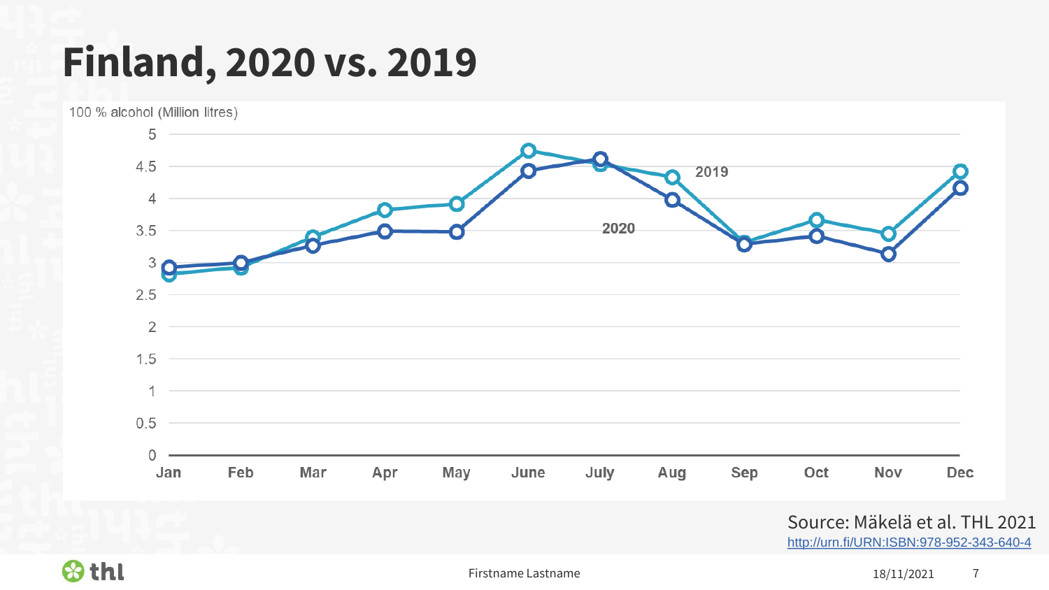# Finland, 2020 vs. 2019

100 % alcohol (Million litres)

| Month | 2019 | 2020 |
| --- | --- | --- |
| Jan | 2.82 | 2.93 |
| Feb | 2.93 | 3.00 |
| Mar | 3.39 | 3.27 |
| Apr | 3.82 | 3.49 |
| May | 3.92 | 3.48 |
| June | 4.75 | 4.44 |
| July | 4.53 | 4.62 |
| Aug | 4.34 | 3.98 |
| Sep | 3.32 | 3.29 |
| Oct | 3.67 | 3.42 |
| Nov | 3.45 | 3.14 |
| Dec | 4.43 | 4.17 |

Source: Mäkelä et al. THL 2021
http://urn.fi/URN:ISBN:978-952-343-640-4

Firstname Lastname

18/11/2021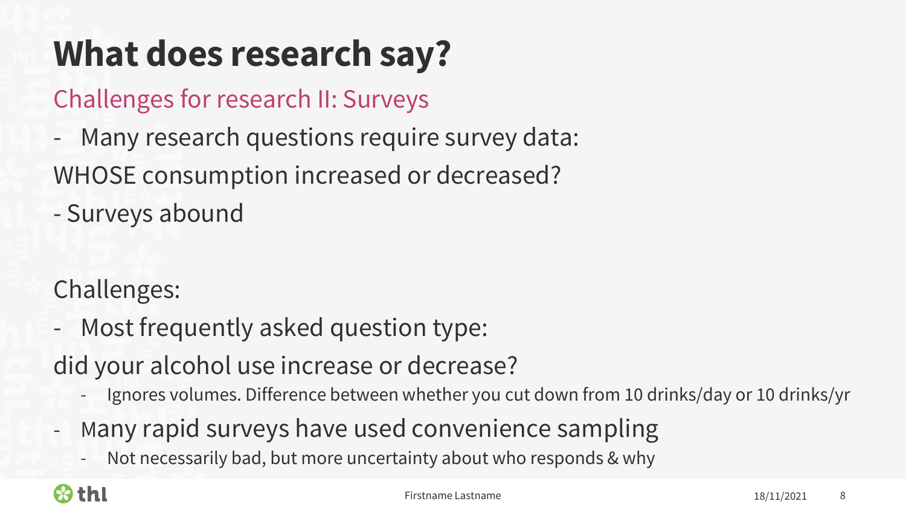# What does research say?

## Challenges for research II: Surveys

- Many research questions require survey data:

WHOSE consumption increased or decreased?

- Surveys abound

Challenges:

- Most frequently asked question type:

did your alcohol use increase or decrease?

  - Ignores volumes. Difference between whether you cut down from 10 drinks/day or 10 drinks/yr
- Many rapid surveys have used convenience sampling
  - Not necessarily bad, but more uncertainty about who responds & why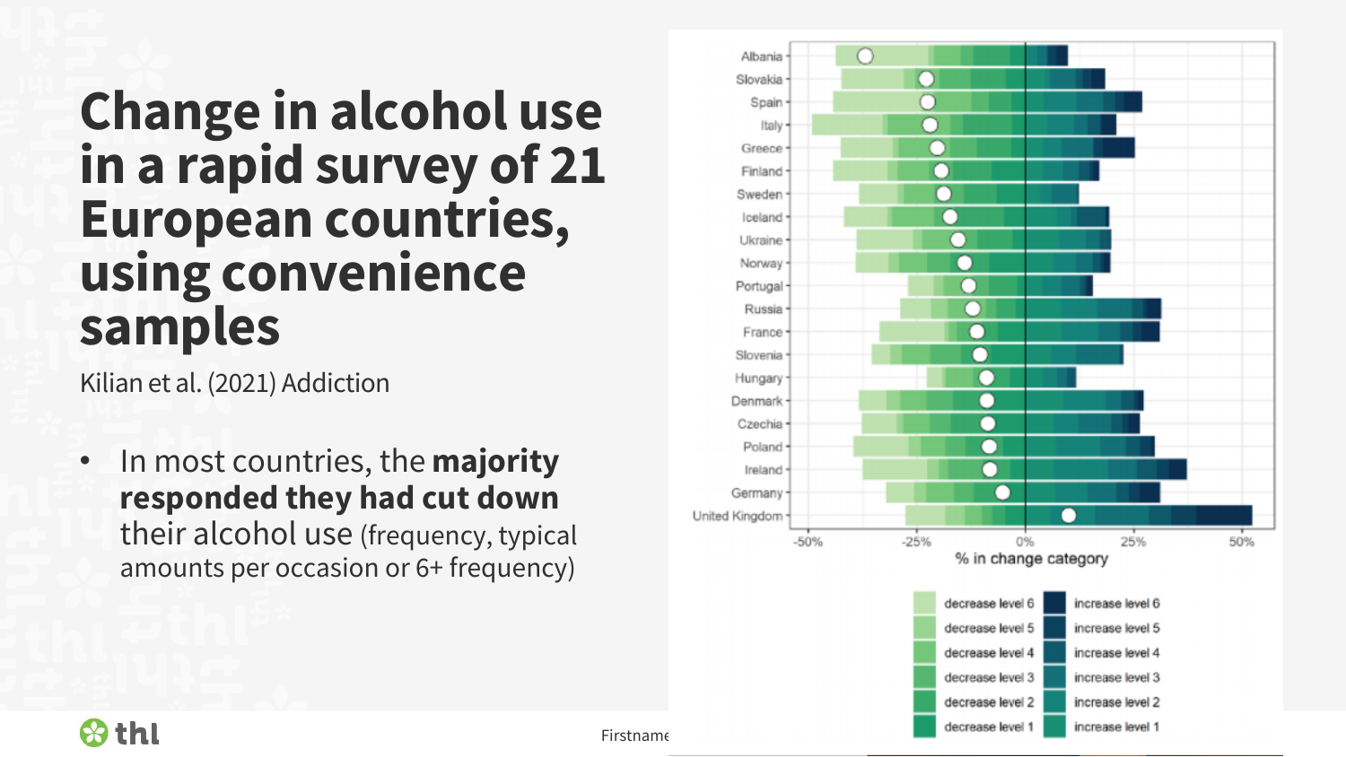# Change in alcohol use in a rapid survey of 21 European countries, using convenience samples

Kilian et al. (2021) Addiction

- In most countries, the **majority responded they had cut down** their alcohol use (frequency, typical amounts per occasion or 6+ frequency)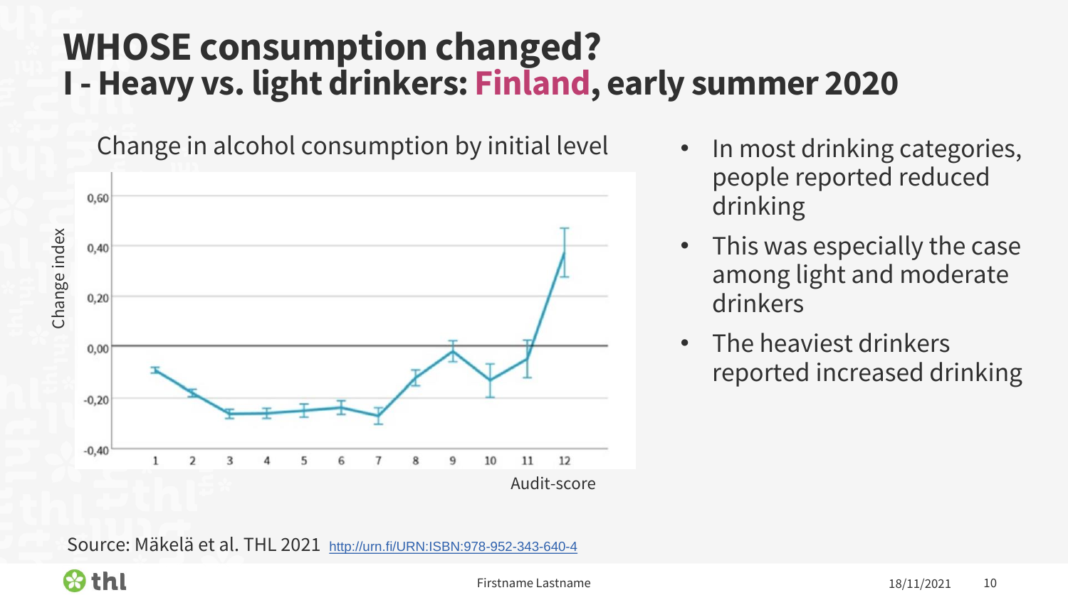# WHOSE consumption changed?

## I - Heavy vs. light drinkers: Finland, early summer 2020

Change in alcohol consumption by initial level

Change index

0,60
0,40
0,20
0,00
-0,20
-0,40

1 2 3 4 5 6 7 8 9 10 11 12

Audit-score

- In most drinking categories, people reported reduced drinking
- This was especially the case among light and moderate drinkers
- The heaviest drinkers reported increased drinking

Source: Mäkelä et al. THL 2021 http://urn.fi/URN:ISBN:978-952-343-640-4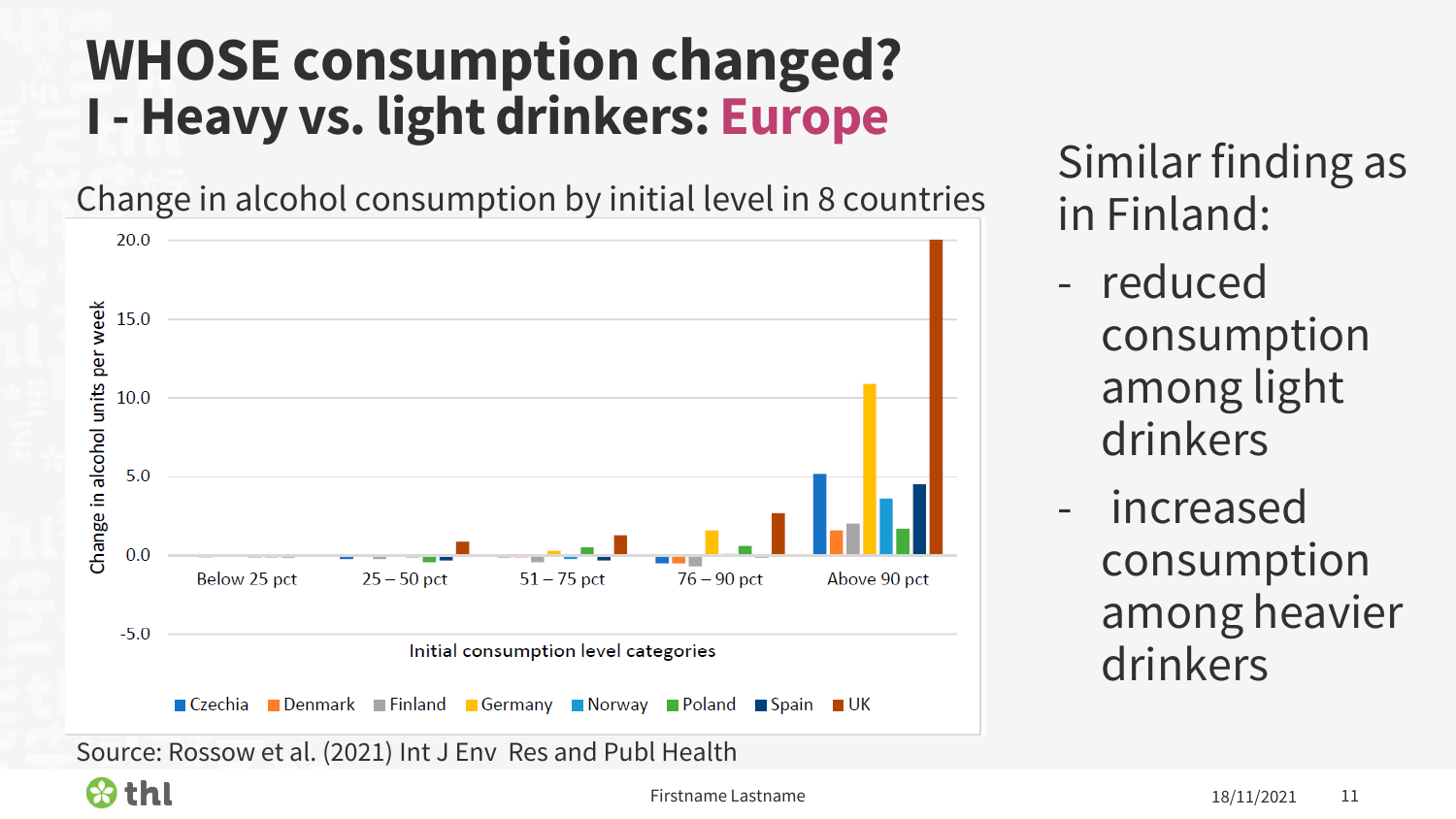# WHOSE consumption changed?
# I - Heavy vs. light drinkers: Europe

Change in alcohol consumption by initial level in 8 countries

Change in alcohol units per week

20.0
15.0
10.0
5.0
0.0
-5.0

Below 25 pct | 25 – 50 pct | 51 – 75 pct | 76 – 90 pct | Above 90 pct

Initial consumption level categories

Czechia, Denmark, Finland, Germany, Norway, Poland, Spain, UK

Source: Rossow et al. (2021) Int J Env Res and Publ Health

Similar finding as in Finland:

- reduced consumption among light drinkers
- increased consumption among heavier drinkers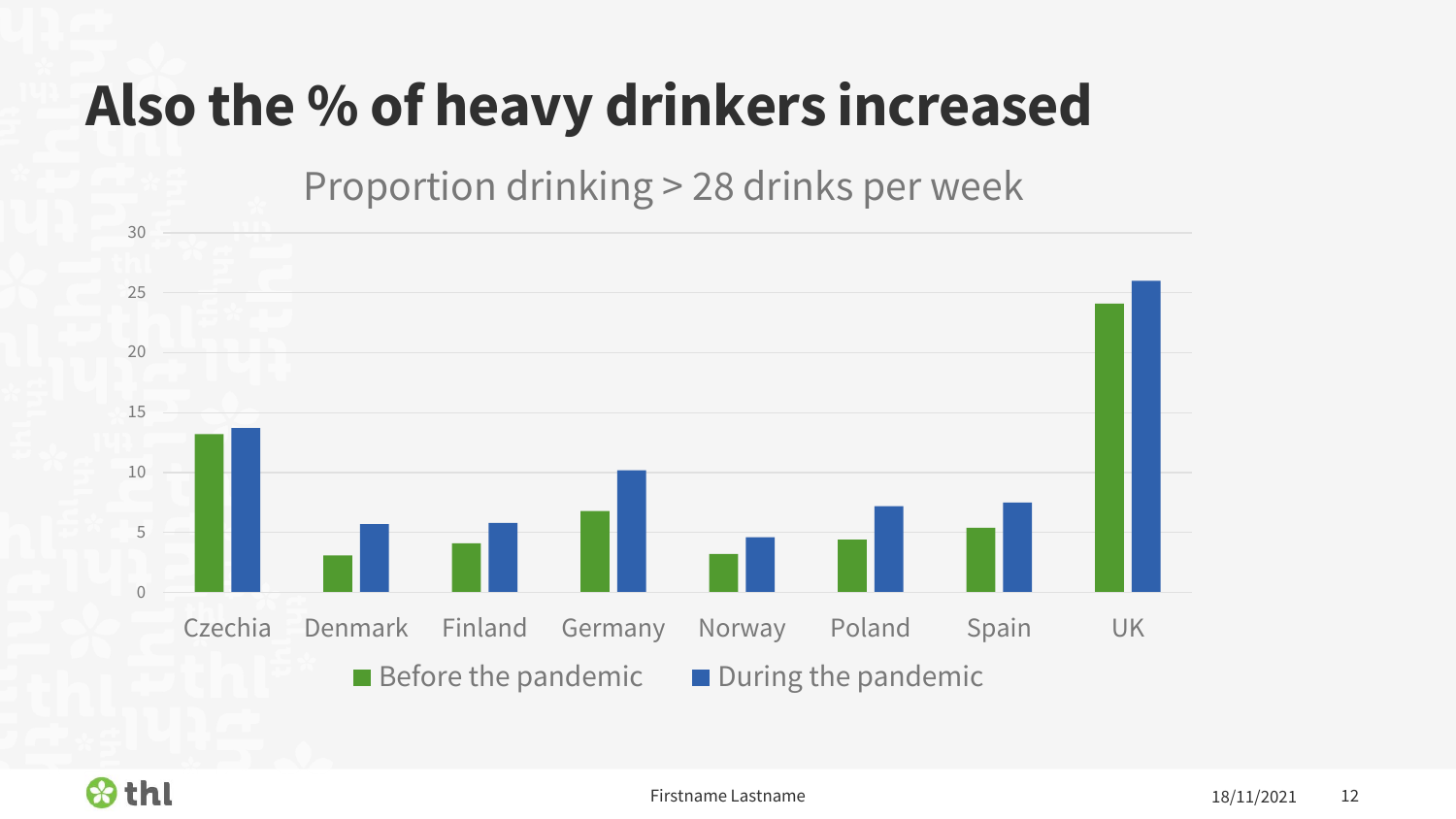# Also the % of heavy drinkers increased

Proportion drinking > 28 drinks per week

| Country | Before the pandemic | During the pandemic |
|---|---|---|
| Czechia | 13.2 | 13.7 |
| Denmark | 3.0 | 5.7 |
| Finland | 4.0 | 5.8 |
| Germany | 6.8 | 10.2 |
| Norway | 3.2 | 4.6 |
| Poland | 4.4 | 7.2 |
| Spain | 5.4 | 7.5 |
| UK | 24.1 | 26.0 |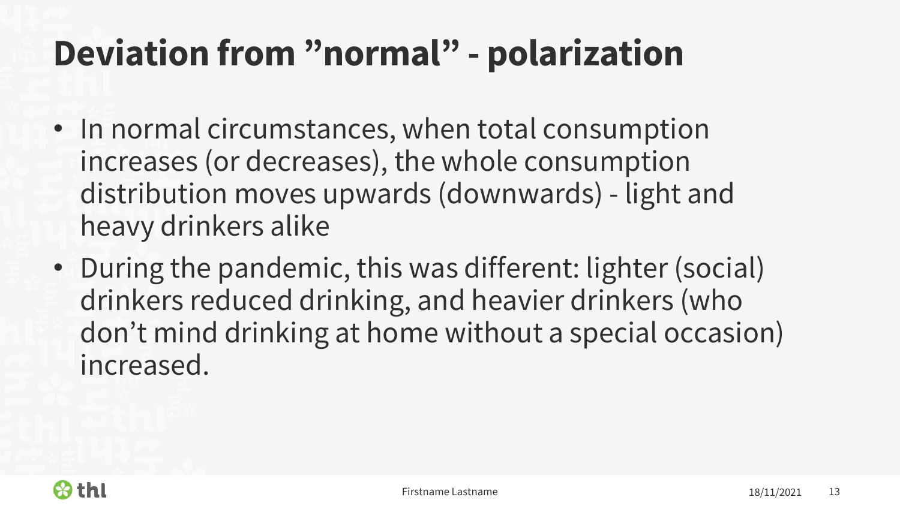# Deviation from ”normal” - polarization

- In normal circumstances, when total consumption increases (or decreases), the whole consumption distribution moves upwards (downwards) - light and heavy drinkers alike
- During the pandemic, this was different: lighter (social) drinkers reduced drinking, and heavier drinkers (who don’t mind drinking at home without a special occasion) increased.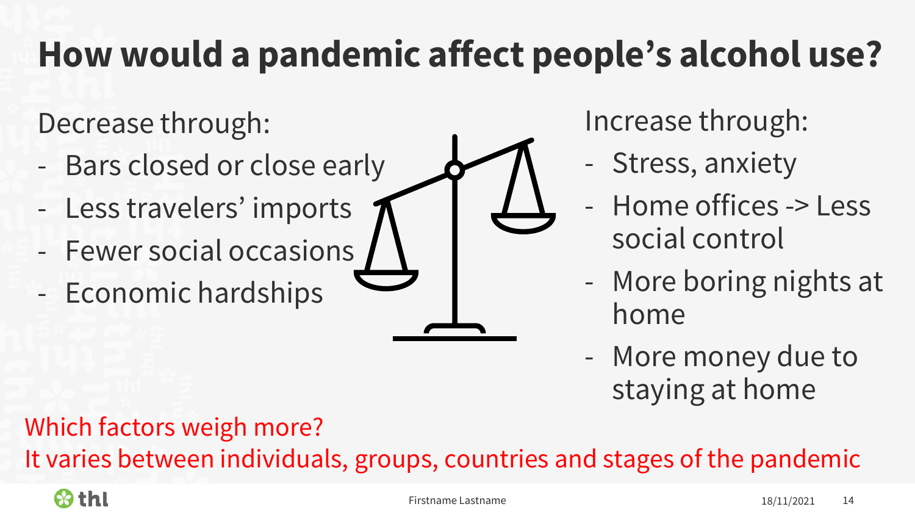# How would a pandemic affect people's alcohol use?

Decrease through:

- Bars closed or close early
- Less travelers' imports
- Fewer social occasions
- Economic hardships

Increase through:

- Stress, anxiety
- Home offices -> Less social control
- More boring nights at home
- More money due to staying at home

Which factors weigh more?
It varies between individuals, groups, countries and stages of the pandemic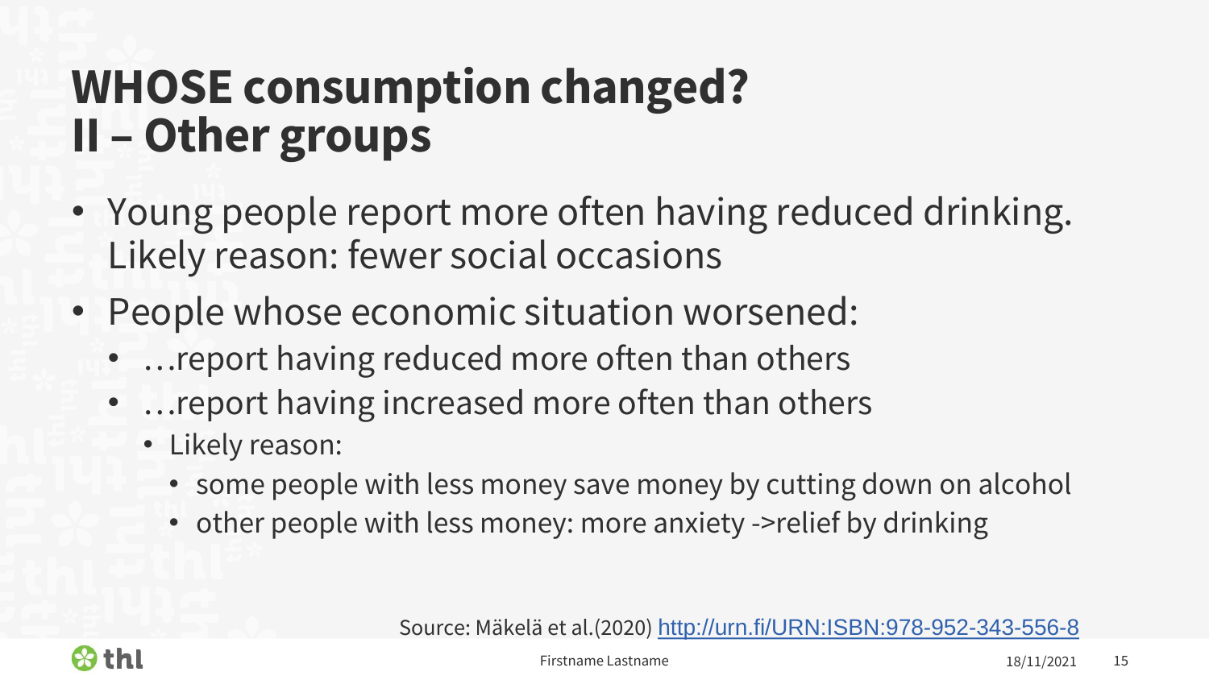# WHOSE consumption changed?
# II – Other groups

- Young people report more often having reduced drinking. Likely reason: fewer social occasions
- People whose economic situation worsened:
  - …report having reduced more often than others
  - …report having increased more often than others
    - Likely reason:
      - some people with less money save money by cutting down on alcohol
      - other people with less money: more anxiety ->relief by drinking

Source: Mäkelä et al.(2020) http://urn.fi/URN:ISBN:978-952-343-556-8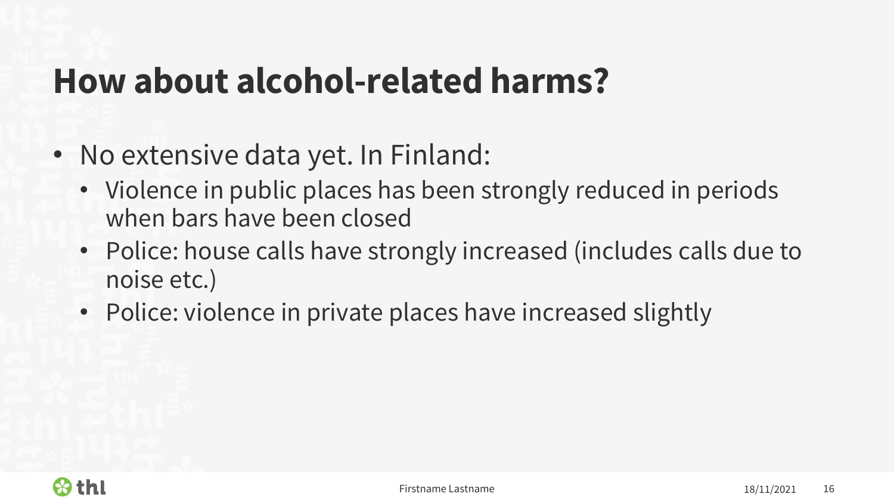# How about alcohol-related harms?

- No extensive data yet. In Finland:
  - Violence in public places has been strongly reduced in periods when bars have been closed
  - Police: house calls have strongly increased (includes calls due to noise etc.)
  - Police: violence in private places have increased slightly